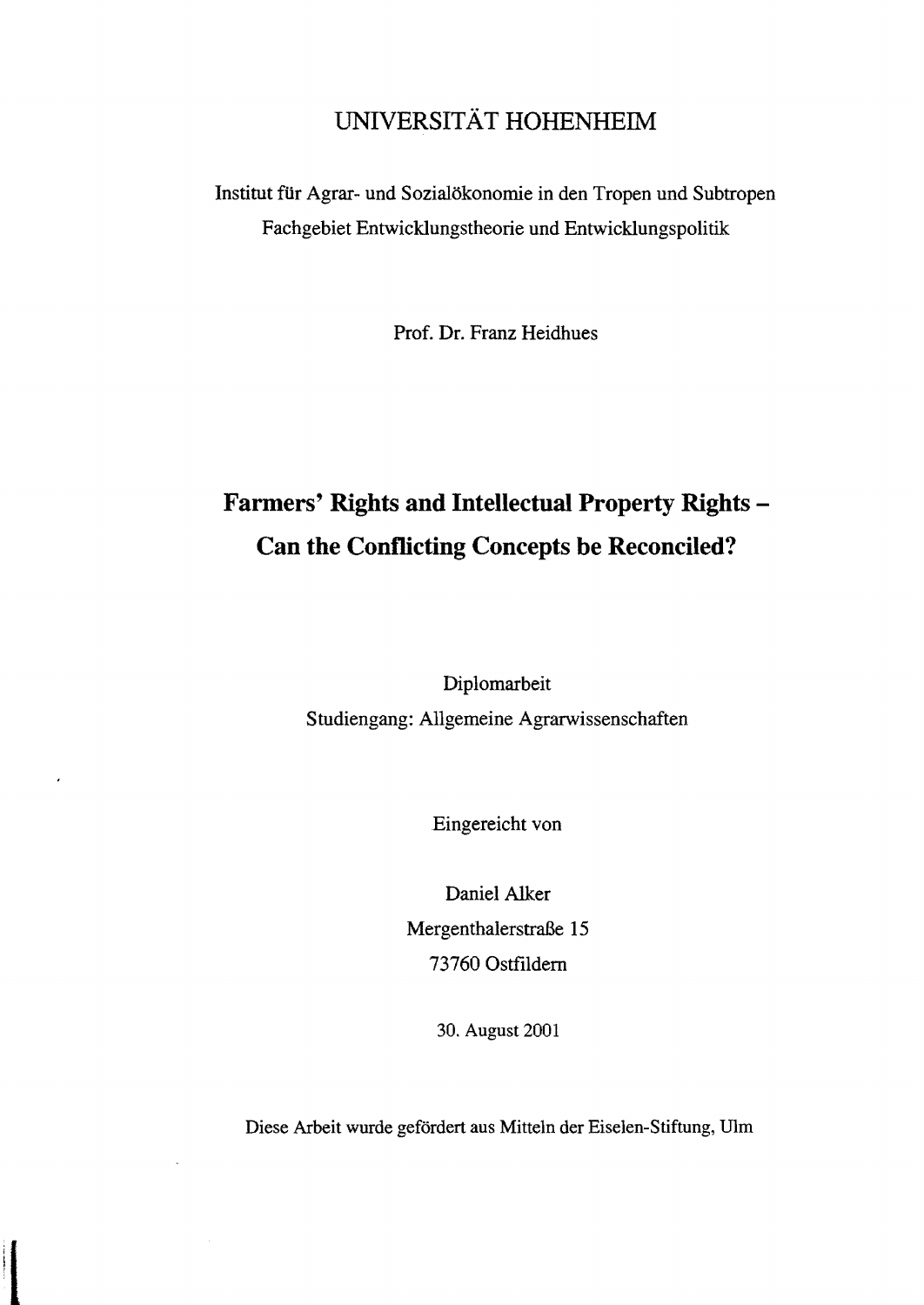UNIVERSITÄT HOHENHEIM

Institut für Agrar- und Sozialökonomie in den Tropen und Subtropen
Fachgebiet Entwicklungstheorie und Entwicklungspolitik

Prof. Dr. Franz Heidhues

# Farmers' Rights and Intellectual Property Rights – Can the Conflicting Concepts be Reconciled?

Diplomarbeit
Studiengang: Allgemeine Agrarwissenschaften

Eingereicht von

Daniel Alker
Mergenthalerstraße 15
73760 Ostfildern

30. August 2001

Diese Arbeit wurde gefördert aus Mitteln der Eiselen-Stiftung, Ulm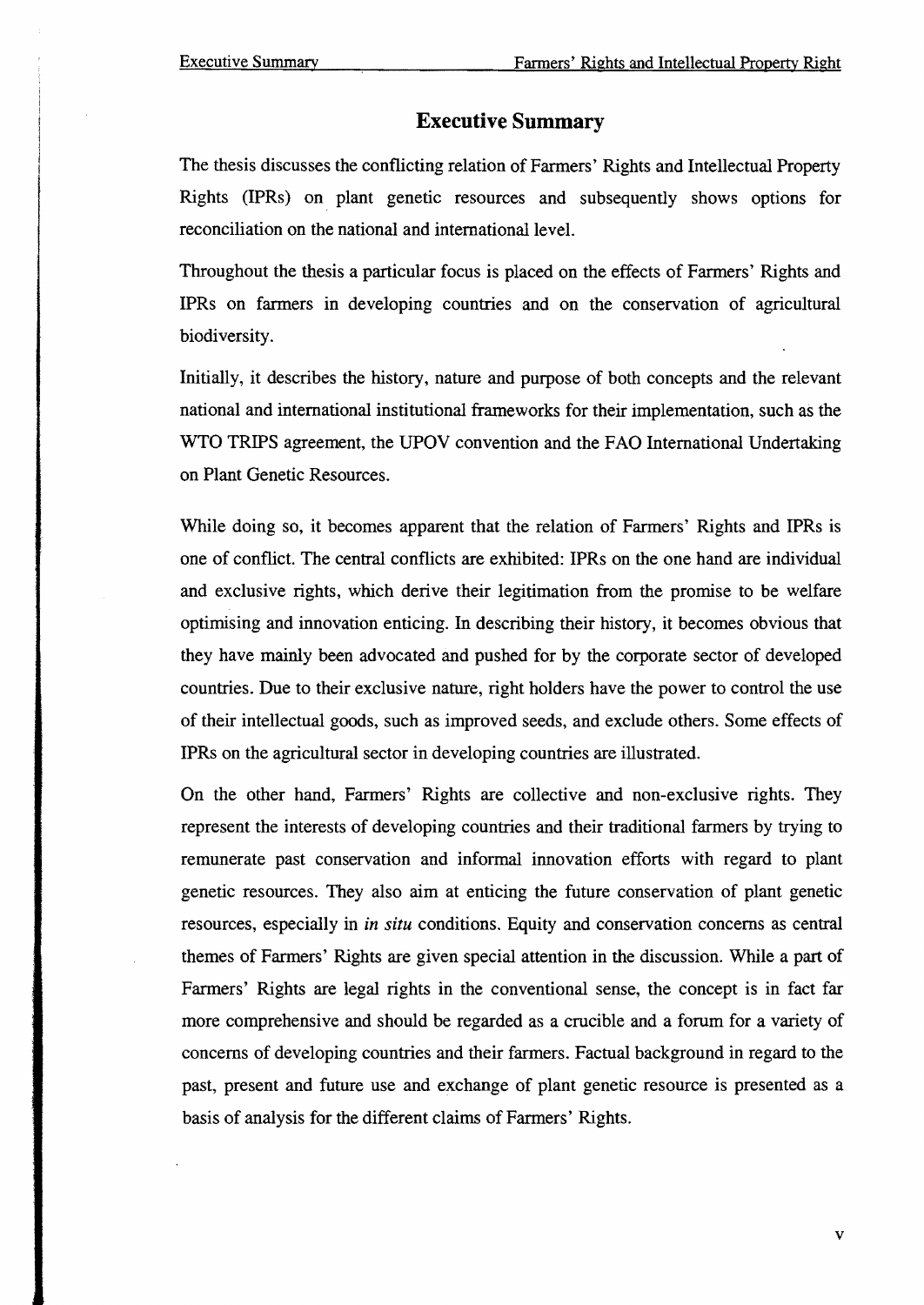# Executive Summary

The thesis discusses the conflicting relation of Farmers' Rights and Intellectual Property Rights (IPRs) on plant genetic resources and subsequently shows options for reconciliation on the national and international level.

Throughout the thesis a particular focus is placed on the effects of Farmers' Rights and IPRs on farmers in developing countries and on the conservation of agricultural biodiversity.

Initially, it describes the history, nature and purpose of both concepts and the relevant national and international institutional frameworks for their implementation, such as the WTO TRIPS agreement, the UPOV convention and the FAO International Undertaking on Plant Genetic Resources.

While doing so, it becomes apparent that the relation of Farmers' Rights and IPRs is one of conflict. The central conflicts are exhibited: IPRs on the one hand are individual and exclusive rights, which derive their legitimation from the promise to be welfare optimising and innovation enticing. In describing their history, it becomes obvious that they have mainly been advocated and pushed for by the corporate sector of developed countries. Due to their exclusive nature, right holders have the power to control the use of their intellectual goods, such as improved seeds, and exclude others. Some effects of IPRs on the agricultural sector in developing countries are illustrated.

On the other hand, Farmers' Rights are collective and non-exclusive rights. They represent the interests of developing countries and their traditional farmers by trying to remunerate past conservation and informal innovation efforts with regard to plant genetic resources. They also aim at enticing the future conservation of plant genetic resources, especially in *in situ* conditions. Equity and conservation concerns as central themes of Farmers' Rights are given special attention in the discussion. While a part of Farmers' Rights are legal rights in the conventional sense, the concept is in fact far more comprehensive and should be regarded as a crucible and a forum for a variety of concerns of developing countries and their farmers. Factual background in regard to the past, present and future use and exchange of plant genetic resource is presented as a basis of analysis for the different claims of Farmers' Rights.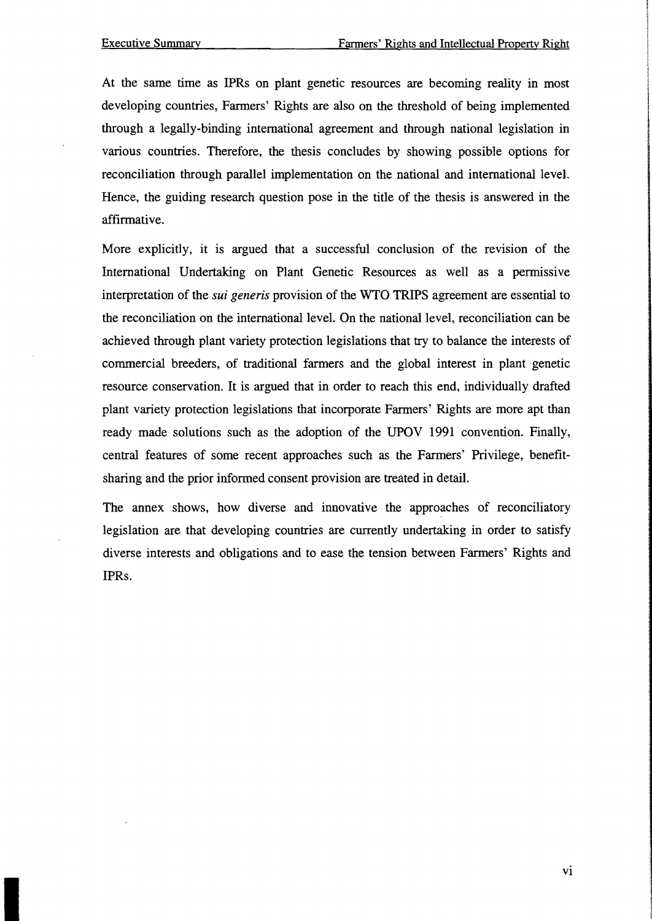At the same time as IPRs on plant genetic resources are becoming reality in most developing countries, Farmers' Rights are also on the threshold of being implemented through a legally-binding international agreement and through national legislation in various countries. Therefore, the thesis concludes by showing possible options for reconciliation through parallel implementation on the national and international level. Hence, the guiding research question pose in the title of the thesis is answered in the affirmative.

More explicitly, it is argued that a successful conclusion of the revision of the International Undertaking on Plant Genetic Resources as well as a permissive interpretation of the *sui generis* provision of the WTO TRIPS agreement are essential to the reconciliation on the international level. On the national level, reconciliation can be achieved through plant variety protection legislations that try to balance the interests of commercial breeders, of traditional farmers and the global interest in plant genetic resource conservation. It is argued that in order to reach this end, individually drafted plant variety protection legislations that incorporate Farmers' Rights are more apt than ready made solutions such as the adoption of the UPOV 1991 convention. Finally, central features of some recent approaches such as the Farmers' Privilege, benefit-sharing and the prior informed consent provision are treated in detail.

The annex shows, how diverse and innovative the approaches of reconciliatory legislation are that developing countries are currently undertaking in order to satisfy diverse interests and obligations and to ease the tension between Farmers' Rights and IPRs.